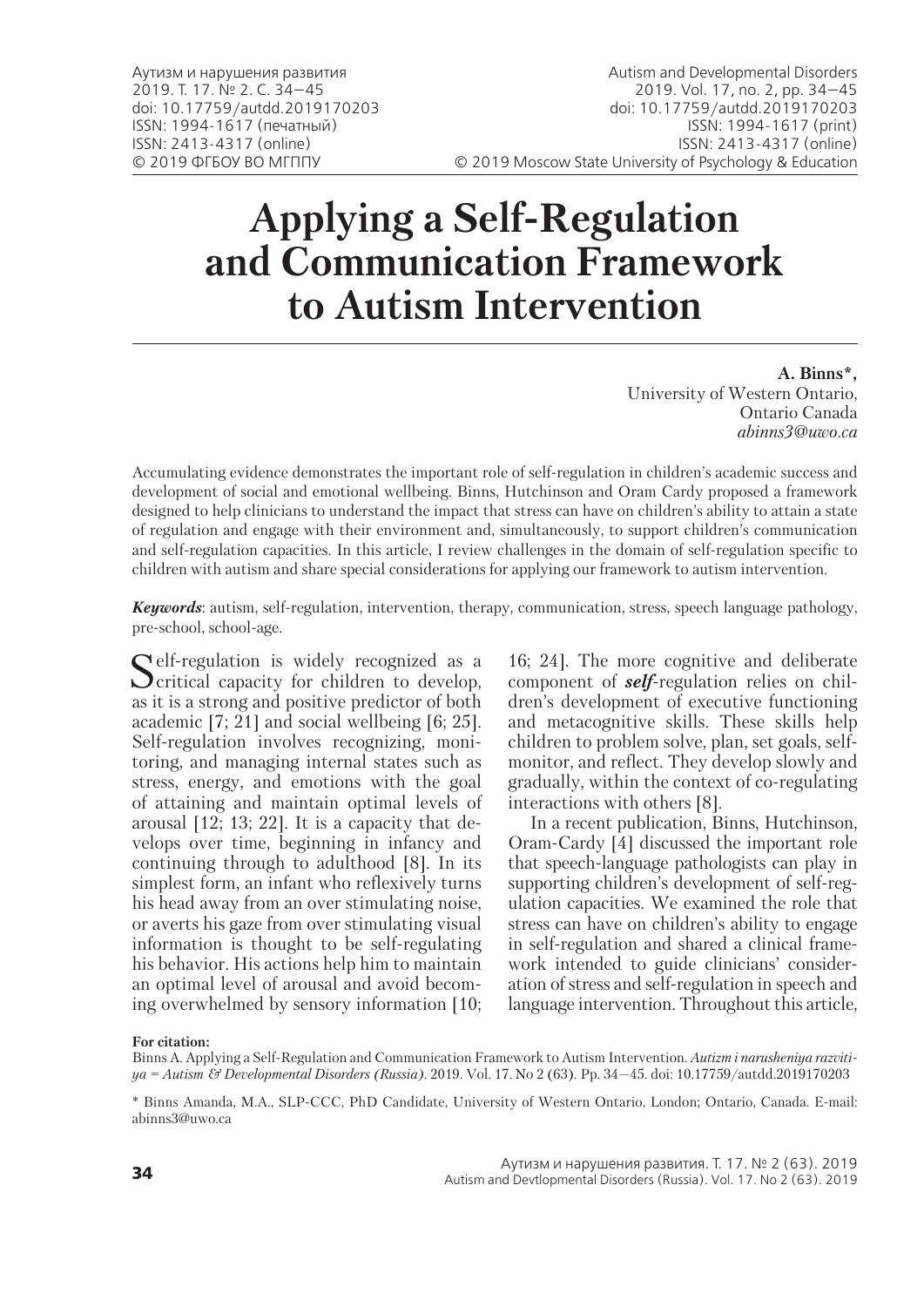Аутизм и нарушения развития
2019. Т. 17. № 2. С. 34—45
doi: 10.17759/autdd.2019170203
ISSN: 1994-1617 (печатный)
ISSN: 2413-4317 (online)
© 2019 ФГБОУ ВО МГППУ

Autism and Developmental Disorders
2019. Vol. 17, no. 2, pp. 34—45
doi: 10.17759/autdd.2019170203
ISSN: 1994-1617 (print)
ISSN: 2413-4317 (online)
© 2019 Moscow State University of Psychology & Education

# Applying a Self-Regulation and Communication Framework to Autism Intervention

**A. Binns\*,**
University of Western Ontario,
Ontario Canada
*abinns3@uwo.ca*

Accumulating evidence demonstrates the important role of self-regulation in children's academic success and development of social and emotional wellbeing. Binns, Hutchinson and Oram Cardy proposed a framework designed to help clinicians to understand the impact that stress can have on children's ability to attain a state of regulation and engage with their environment and, simultaneously, to support children's communication and self-regulation capacities. In this article, I review challenges in the domain of self-regulation specific to children with autism and share special considerations for applying our framework to autism intervention.

***Keywords***: autism, self-regulation, intervention, therapy, communication, stress, speech language pathology, pre-school, school-age.

Self-regulation is widely recognized as a critical capacity for children to develop, as it is a strong and positive predictor of both academic [7; 21] and social wellbeing [6; 25]. Self-regulation involves recognizing, monitoring, and managing internal states such as stress, energy, and emotions with the goal of attaining and maintain optimal levels of arousal [12; 13; 22]. It is a capacity that develops over time, beginning in infancy and continuing through to adulthood [8]. In its simplest form, an infant who reflexively turns his head away from an over stimulating noise, or averts his gaze from over stimulating visual information is thought to be self-regulating his behavior. His actions help him to maintain an optimal level of arousal and avoid becoming overwhelmed by sensory information [10; 16; 24]. The more cognitive and deliberate component of ***self***-regulation relies on children's development of executive functioning and metacognitive skills. These skills help children to problem solve, plan, set goals, self-monitor, and reflect. They develop slowly and gradually, within the context of co-regulating interactions with others [8].

In a recent publication, Binns, Hutchinson, Oram-Cardy [4] discussed the important role that speech-language pathologists can play in supporting children's development of self-regulation capacities. We examined the role that stress can have on children's ability to engage in self-regulation and shared a clinical framework intended to guide clinicians' consideration of stress and self-regulation in speech and language intervention. Throughout this article,

**For citation:**
Binns A. Applying a Self-Regulation and Communication Framework to Autism Intervention. *Autizm i narusheniya razvitiya = Autism & Developmental Disorders (Russia)*. 2019. Vol. 17. No 2 (63). Pp. 34—45. doi: 10.17759/autdd.2019170203

\* Binns Amanda, M.A., SLP-CCC, PhD Candidate, University of Western Ontario, London; Ontario, Canada. E-mail: abinns3@uwo.ca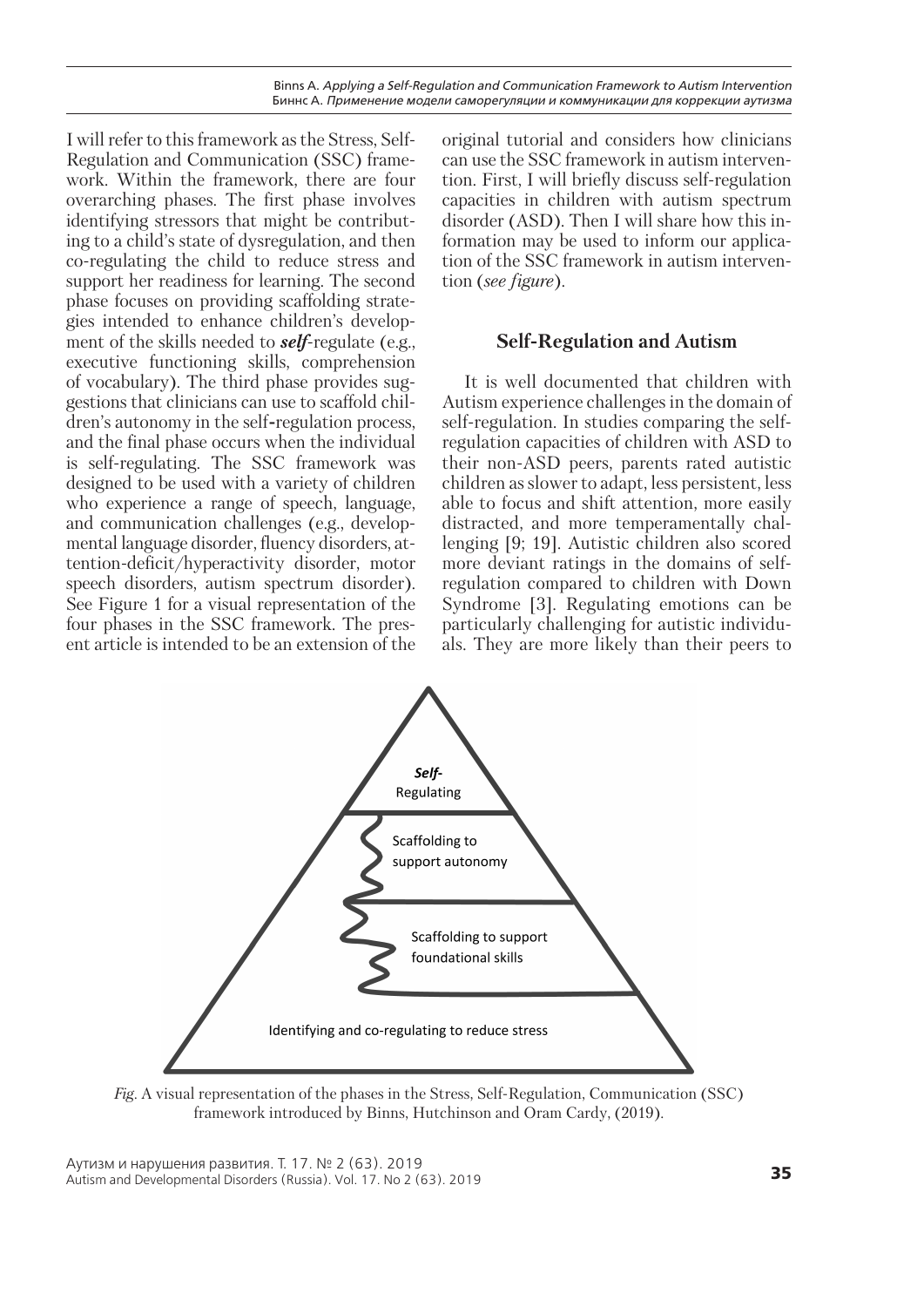I will refer to this framework as the Stress, Self-Regulation and Communication (SSC) framework. Within the framework, there are four overarching phases. The first phase involves identifying stressors that might be contributing to a child's state of dysregulation, and then co-regulating the child to reduce stress and support her readiness for learning. The second phase focuses on providing scaffolding strategies intended to enhance children's development of the skills needed to ***self***-regulate (e.g., executive functioning skills, comprehension of vocabulary). The third phase provides suggestions that clinicians can use to scaffold children's autonomy in the self-regulation process, and the final phase occurs when the individual is self-regulating. The SSC framework was designed to be used with a variety of children who experience a range of speech, language, and communication challenges (e.g., developmental language disorder, fluency disorders, attention-deficit/hyperactivity disorder, motor speech disorders, autism spectrum disorder). See Figure 1 for a visual representation of the four phases in the SSC framework. The present article is intended to be an extension of the original tutorial and considers how clinicians can use the SSC framework in autism intervention. First, I will briefly discuss self-regulation capacities in children with autism spectrum disorder (ASD). Then I will share how this information may be used to inform our application of the SSC framework in autism intervention (*see figure*).

## Self-Regulation and Autism

It is well documented that children with Autism experience challenges in the domain of self-regulation. In studies comparing the self-regulation capacities of children with ASD to their non-ASD peers, parents rated autistic children as slower to adapt, less persistent, less able to focus and shift attention, more easily distracted, and more temperamentally challenging [9; 19]. Autistic children also scored more deviant ratings in the domains of self-regulation compared to children with Down Syndrome [3]. Regulating emotions can be particularly challenging for autistic individuals. They are more likely than their peers to

***Self-*** Regulating

Scaffolding to support autonomy

Scaffolding to support foundational skills

Identifying and co-regulating to reduce stress

*Fig.* A visual representation of the phases in the Stress, Self-Regulation, Communication (SSC) framework introduced by Binns, Hutchinson and Oram Cardy, (2019).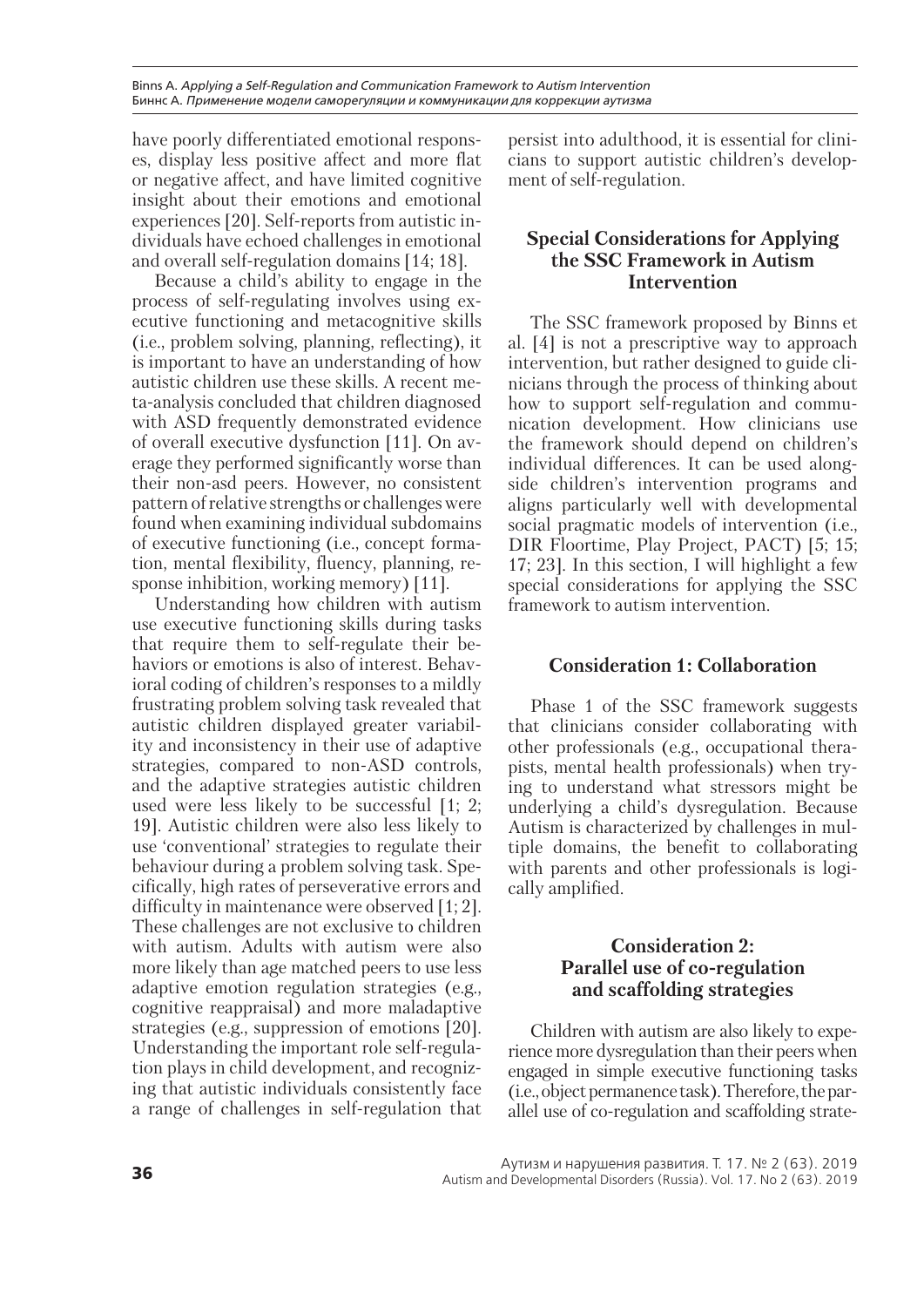have poorly differentiated emotional responses, display less positive affect and more flat or negative affect, and have limited cognitive insight about their emotions and emotional experiences [20]. Self-reports from autistic individuals have echoed challenges in emotional and overall self-regulation domains [14; 18].

Because a child's ability to engage in the process of self-regulating involves using executive functioning and metacognitive skills (i.e., problem solving, planning, reflecting), it is important to have an understanding of how autistic children use these skills. A recent meta-analysis concluded that children diagnosed with ASD frequently demonstrated evidence of overall executive dysfunction [11]. On average they performed significantly worse than their non-asd peers. However, no consistent pattern of relative strengths or challenges were found when examining individual subdomains of executive functioning (i.e., concept formation, mental flexibility, fluency, planning, response inhibition, working memory) [11].

Understanding how children with autism use executive functioning skills during tasks that require them to self-regulate their behaviors or emotions is also of interest. Behavioral coding of children's responses to a mildly frustrating problem solving task revealed that autistic children displayed greater variability and inconsistency in their use of adaptive strategies, compared to non-ASD controls, and the adaptive strategies autistic children used were less likely to be successful [1; 2; 19]. Autistic children were also less likely to use 'conventional' strategies to regulate their behaviour during a problem solving task. Specifically, high rates of perseverative errors and difficulty in maintenance were observed [1; 2]. These challenges are not exclusive to children with autism. Adults with autism were also more likely than age matched peers to use less adaptive emotion regulation strategies (e.g., cognitive reappraisal) and more maladaptive strategies (e.g., suppression of emotions [20]. Understanding the important role self-regulation plays in child development, and recognizing that autistic individuals consistently face a range of challenges in self-regulation that persist into adulthood, it is essential for clinicians to support autistic children's development of self-regulation.

## Special Considerations for Applying the SSC Framework in Autism Intervention

The SSC framework proposed by Binns et al. [4] is not a prescriptive way to approach intervention, but rather designed to guide clinicians through the process of thinking about how to support self-regulation and communication development. How clinicians use the framework should depend on children's individual differences. It can be used alongside children's intervention programs and aligns particularly well with developmental social pragmatic models of intervention (i.e., DIR Floortime, Play Project, PACT) [5; 15; 17; 23]. In this section, I will highlight a few special considerations for applying the SSC framework to autism intervention.

### Consideration 1: Collaboration

Phase 1 of the SSC framework suggests that clinicians consider collaborating with other professionals (e.g., occupational therapists, mental health professionals) when trying to understand what stressors might be underlying a child's dysregulation. Because Autism is characterized by challenges in multiple domains, the benefit to collaborating with parents and other professionals is logically amplified.

### Consideration 2: Parallel use of co-regulation and scaffolding strategies

Children with autism are also likely to experience more dysregulation than their peers when engaged in simple executive functioning tasks (i.e., object permanence task). Therefore, the parallel use of co-regulation and scaffolding strate-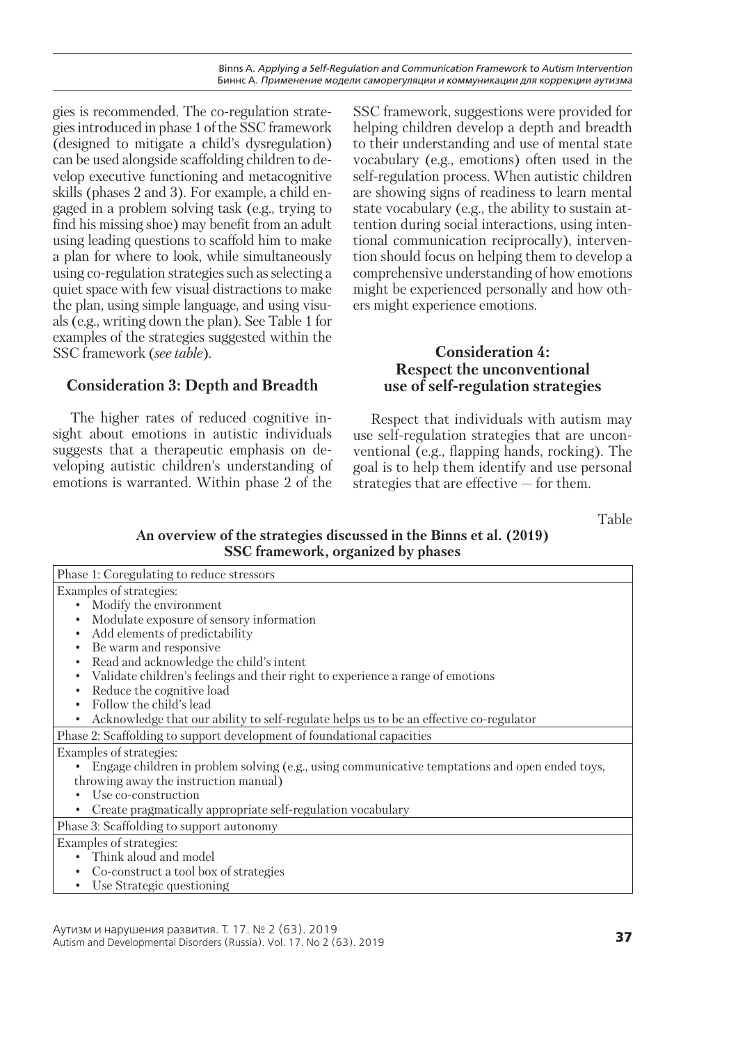gies is recommended. The co-regulation strategies introduced in phase 1 of the SSC framework (designed to mitigate a child's dysregulation) can be used alongside scaffolding children to develop executive functioning and metacognitive skills (phases 2 and 3). For example, a child engaged in a problem solving task (e.g., trying to find his missing shoe) may benefit from an adult using leading questions to scaffold him to make a plan for where to look, while simultaneously using co-regulation strategies such as selecting a quiet space with few visual distractions to make the plan, using simple language, and using visuals (e.g., writing down the plan). See Table 1 for examples of the strategies suggested within the SSC framework (*see table*).

### Consideration 3: Depth and Breadth

The higher rates of reduced cognitive insight about emotions in autistic individuals suggests that a therapeutic emphasis on developing autistic children's understanding of emotions is warranted. Within phase 2 of the SSC framework, suggestions were provided for helping children develop a depth and breadth to their understanding and use of mental state vocabulary (e.g., emotions) often used in the self-regulation process. When autistic children are showing signs of readiness to learn mental state vocabulary (e.g., the ability to sustain attention during social interactions, using intentional communication reciprocally), intervention should focus on helping them to develop a comprehensive understanding of how emotions might be experienced personally and how others might experience emotions.

### Consideration 4: Respect the unconventional use of self-regulation strategies

Respect that individuals with autism may use self-regulation strategies that are unconventional (e.g., flapping hands, rocking). The goal is to help them identify and use personal strategies that are effective — for them.

Table

**An overview of the strategies discussed in the Binns et al. (2019) SSC framework, organized by phases**

| Phase 1: Coregulating to reduce stressors |
|---|
| Examples of strategies:<br>• Modify the environment<br>• Modulate exposure of sensory information<br>• Add elements of predictability<br>• Be warm and responsive<br>• Read and acknowledge the child's intent<br>• Validate children's feelings and their right to experience a range of emotions<br>• Reduce the cognitive load<br>• Follow the child's lead<br>• Acknowledge that our ability to self-regulate helps us to be an effective co-regulator |
| Phase 2: Scaffolding to support development of foundational capacities |
| Examples of strategies:<br>• Engage children in problem solving (e.g., using communicative temptations and open ended toys, throwing away the instruction manual)<br>• Use co-construction<br>• Create pragmatically appropriate self-regulation vocabulary |
| Phase 3: Scaffolding to support autonomy |
| Examples of strategies:<br>• Think aloud and model<br>• Co-construct a tool box of strategies<br>• Use Strategic questioning |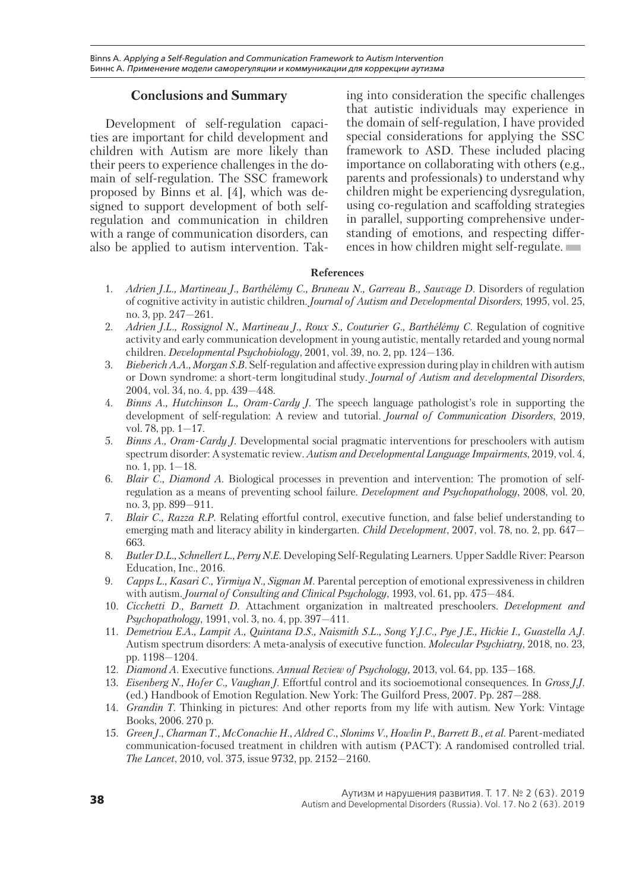## Conclusions and Summary

Development of self-regulation capacities are important for child development and children with Autism are more likely than their peers to experience challenges in the domain of self-regulation. The SSC framework proposed by Binns et al. [4], which was designed to support development of both self-regulation and communication in children with a range of communication disorders, can also be applied to autism intervention. Taking into consideration the specific challenges that autistic individuals may experience in the domain of self-regulation, I have provided special considerations for applying the SSC framework to ASD. These included placing importance on collaborating with others (e.g., parents and professionals) to understand why children might be experiencing dysregulation, using co-regulation and scaffolding strategies in parallel, supporting comprehensive understanding of emotions, and respecting differences in how children might self-regulate.

### References

1. *Adrien J.L., Martineau J., Barthélémy C., Bruneau N., Garreau B., Sauvage D.* Disorders of regulation of cognitive activity in autistic children. *Journal of Autism and Developmental Disorders*, 1995, vol. 25, no. 3, pp. 247—261.
2. *Adrien J.L., Rossignol N., Martineau J., Roux S., Couturier G., Barthélémy C.* Regulation of cognitive activity and early communication development in young autistic, mentally retarded and young normal children. *Developmental Psychobiology*, 2001, vol. 39, no. 2, pp. 124—136.
3. *Bieberich A.A., Morgan S.B.* Self-regulation and affective expression during play in children with autism or Down syndrome: a short-term longitudinal study. *Journal of Autism and developmental Disorders*, 2004, vol. 34, no. 4, pp. 439—448.
4. *Binns A., Hutchinson L., Oram-Cardy J.* The speech language pathologist's role in supporting the development of self-regulation: A review and tutorial. *Journal of Communication Disorders*, 2019, vol. 78, pp. 1—17.
5. *Binns A., Oram-Cardy J.* Developmental social pragmatic interventions for preschoolers with autism spectrum disorder: A systematic review. *Autism and Developmental Language Impairments*, 2019, vol. 4, no. 1, pp. 1—18.
6. *Blair C., Diamond A.* Biological processes in prevention and intervention: The promotion of self-regulation as a means of preventing school failure. *Development and Psychopathology*, 2008, vol. 20, no. 3, pp. 899—911.
7. *Blair C., Razza R.P.* Relating effortful control, executive function, and false belief understanding to emerging math and literacy ability in kindergarten. *Child Development*, 2007, vol. 78, no. 2, pp. 647—663.
8. *Butler D.L., Schnellert L., Perry N.E.* Developing Self-Regulating Learners. Upper Saddle River: Pearson Education, Inc., 2016.
9. *Capps L., Kasari C., Yirmiya N., Sigman M.* Parental perception of emotional expressiveness in children with autism. *Journal of Consulting and Clinical Psychology*, 1993, vol. 61, pp. 475—484.
10. *Cicchetti D., Barnett D.* Attachment organization in maltreated preschoolers. *Development and Psychopathology*, 1991, vol. 3, no. 4, pp. 397—411.
11. *Demetriou E.A., Lampit A., Quintana D.S., Naismith S.L., Song Y.J.C., Pye J.E., Hickie I., Guastella A.J.* Autism spectrum disorders: A meta-analysis of executive function. *Molecular Psychiatry*, 2018, no. 23, pp. 1198—1204.
12. *Diamond A.* Executive functions. *Annual Review of Psychology,* 2013, vol. 64, pp. 135—168.
13. *Eisenberg N., Hofer C., Vaughan J.* Effortful control and its socioemotional consequences. In *Gross J.J.* (ed.) Handbook of Emotion Regulation. New York: The Guilford Press, 2007. Pp. 287—288.
14. *Grandin T.* Thinking in pictures: And other reports from my life with autism. New York: Vintage Books, 2006. 270 p.
15. *Green J., Charman T., McConachie H., Aldred C., Slonims V., Howlin P., Barrett B., et al.* Parent-mediated communication-focused treatment in children with autism (PACT): A randomised controlled trial. *The Lancet*, 2010, vol. 375, issue 9732, pp. 2152—2160.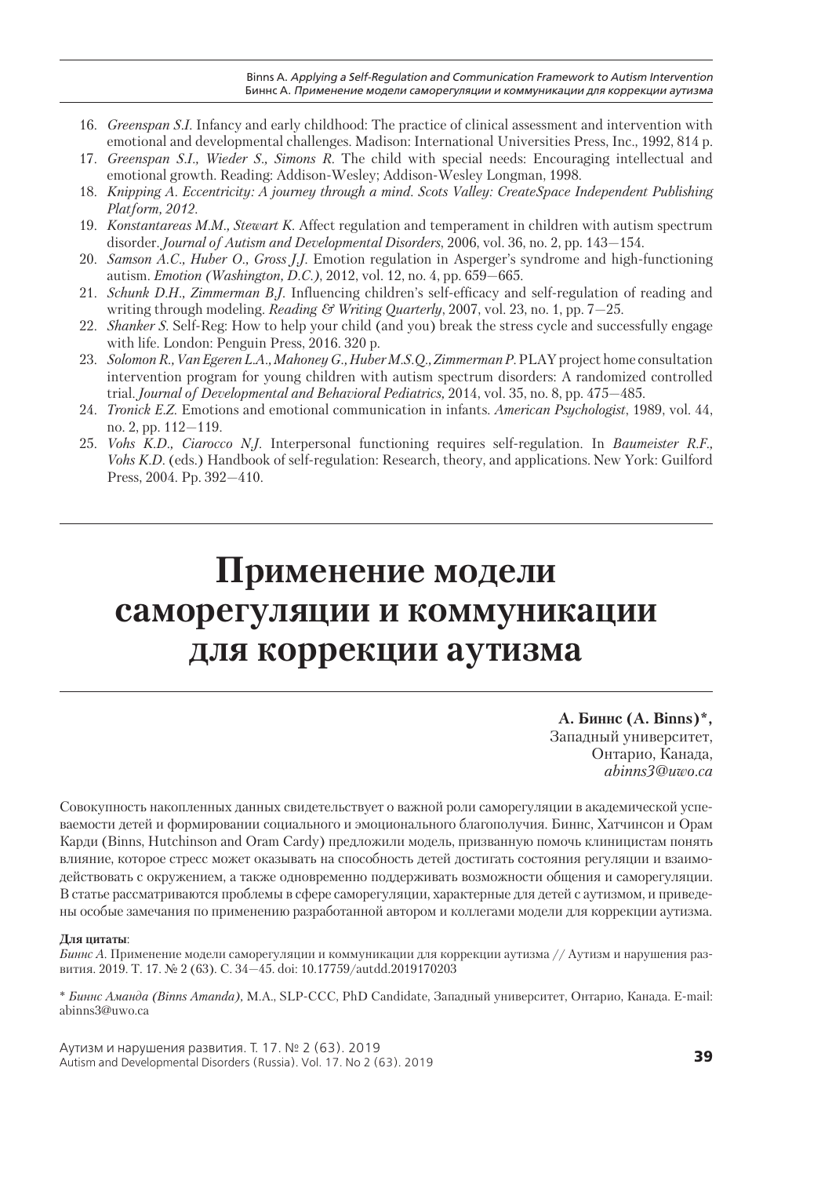16. *Greenspan S.I.* Infancy and early childhood: The practice of clinical assessment and intervention with emotional and developmental challenges. Madison: International Universities Press, Inc., 1992, 814 p.
17. *Greenspan S.I., Wieder S., Simons R.* The child with special needs: Encouraging intellectual and emotional growth. Reading: Addison-Wesley; Addison-Wesley Longman, 1998.
18. *Knipping A. Eccentricity: A journey through a mind. Scots Valley: CreateSpace Independent Publishing Platform, 2012.*
19. *Konstantareas M.M., Stewart K.* Affect regulation and temperament in children with autism spectrum disorder. *Journal of Autism and Developmental Disorders*, 2006, vol. 36, no. 2, pp. 143—154.
20. *Samson A.C., Huber O., Gross J.J.* Emotion regulation in Asperger's syndrome and high-functioning autism. *Emotion (Washington, D.C.)*, 2012, vol. 12, no. 4, pp. 659—665.
21. *Schunk D.H., Zimmerman B.J.* Influencing children's self-efficacy and self-regulation of reading and writing through modeling. *Reading & Writing Quarterly*, 2007, vol. 23, no. 1, pp. 7—25.
22. *Shanker S.* Self-Reg: How to help your child (and you) break the stress cycle and successfully engage with life. London: Penguin Press, 2016. 320 p.
23. *Solomon R., Van Egeren L.A., Mahoney G., Huber M.S.Q., Zimmerman P.* PLAY project home consultation intervention program for young children with autism spectrum disorders: A randomized controlled trial. *Journal of Developmental and Behavioral Pediatrics,* 2014, vol. 35, no. 8, pp. 475—485.
24. *Tronick E.Z.* Emotions and emotional communication in infants. *American Psychologist*, 1989, vol. 44, no. 2, pp. 112—119.
25. *Vohs K.D., Ciarocco N.J.* Interpersonal functioning requires self-regulation. In *Baumeister R.F., Vohs K.D.* (eds.) Handbook of self-regulation: Research, theory, and applications. New York: Guilford Press, 2004. Pp. 392—410.

# Применение модели саморегуляции и коммуникации для коррекции аутизма

**А. Биннс (A. Binns)\*,**
Западный университет,
Онтарио, Канада,
*abinns3@uwo.ca*

Совокупность накопленных данных свидетельствует о важной роли саморегуляции в академической успеваемости детей и формировании социального и эмоционального благополучия. Биннс, Хатчинсон и Орам Карди (Binns, Hutchinson and Oram Cardy) предложили модель, призванную помочь клиницистам понять влияние, которое стресс может оказывать на способность детей достигать состояния регуляции и взаимодействовать с окружением, а также одновременно поддерживать возможности общения и саморегуляции. В статье рассматриваются проблемы в сфере саморегуляции, характерные для детей с аутизмом, и приведены особые замечания по применению разработанной автором и коллегами модели для коррекции аутизма.

**Для цитаты**:
*Биннс А.* Применение модели саморегуляции и коммуникации для коррекции аутизма // Аутизм и нарушения развития. 2019. Т. 17. № 2 (63). С. 34—45. doi: 10.17759/autdd.2019170203

\* *Биннс Аманда (Binns Amanda)*, M.A., SLP-CCC, PhD Candidate, Западный университет, Онтарио, Канада. E-mail: abinns3@uwo.ca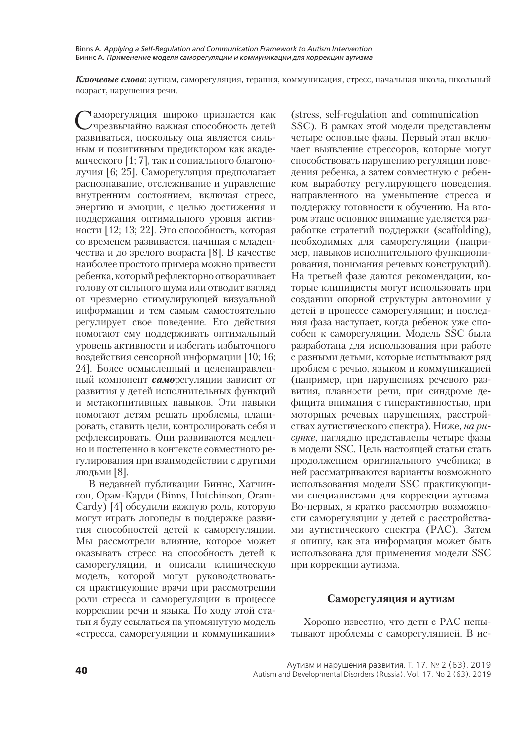***Ключевые слова***: аутизм, саморегуляция, терапия, коммуникация, стресс, начальная школа, школьный возраст, нарушения речи.

Саморегуляция широко признается как чрезвычайно важная способность детей развиваться, поскольку она является сильным и позитивным предиктором как академического [1; 7], так и социального благополучия [6; 25]. Саморегуляция предполагает распознавание, отслеживание и управление внутренним состоянием, включая стресс, энергию и эмоции, с целью достижения и поддержания оптимального уровня активности [12; 13; 22]. Это способность, которая со временем развивается, начиная с младенчества и до зрелого возраста [8]. В качестве наиболее простого примера можно привести ребенка, который рефлекторно отворачивает голову от сильного шума или отводит взгляд от чрезмерно стимулирующей визуальной информации и тем самым самостоятельно регулирует свое поведение. Его действия помогают ему поддерживать оптимальный уровень активности и избегать избыточного воздействия сенсорной информации [10; 16; 24]. Более осмысленный и целенаправленный компонент ***само***регуляции зависит от развития у детей исполнительных функций и метакогнитивных навыков. Эти навыки помогают детям решать проблемы, планировать, ставить цели, контролировать себя и рефлексировать. Они развиваются медленно и постепенно в контексте совместного регулирования при взаимодействии с другими людьми [8].

В недавней публикации Биннс, Хатчинсон, Орам-Карди (Binns, Hutchinson, Oram-Cardy) [4] обсудили важную роль, которую могут играть логопеды в поддержке развития способностей детей к саморегуляции. Мы рассмотрели влияние, которое может оказывать стресс на способность детей к саморегуляции, и описали клиническую модель, которой могут руководствоваться практикующие врачи при рассмотрении роли стресса и саморегуляции в процессе коррекции речи и языка. По ходу этой статьи я буду ссылаться на упомянутую модель «стресса, саморегуляции и коммуникации» (stress, self-regulation and communication — SSC). В рамках этой модели представлены четыре основные фазы. Первый этап включает выявление стрессоров, которые могут способствовать нарушению регуляции поведения ребенка, а затем совместную с ребенком выработку регулирующего поведения, направленного на уменьшение стресса и поддержку готовности к обучению. На втором этапе основное внимание уделяется разработке стратегий поддержки (scaffolding), необходимых для саморегуляции (например, навыков исполнительного функционирования, понимания речевых конструкций). На третьей фазе даются рекомендации, которые клиницисты могут использовать при создании опорной структуры автономии у детей в процессе саморегуляции; и последняя фаза наступает, когда ребенок уже способен к саморегуляции. Модель SSC была разработана для использования при работе с разными детьми, которые испытывают ряд проблем с речью, языком и коммуникацией (например, при нарушениях речевого развития, плавности речи, при синдроме дефицита внимания с гиперактивностью, при моторных речевых нарушениях, расстройствах аутистического спектра). Ниже, *на рисунке,* наглядно представлены четыре фазы в модели SSC. Цель настоящей статьи стать продолжением оригинального учебника; в ней рассматриваются варианты возможного использования модели SSC практикующими специалистами для коррекции аутизма. Во-первых, я кратко рассмотрю возможности саморегуляции у детей с расстройствами аутистического спектра (РАС). Затем я опишу, как эта информация может быть использована для применения модели SSC при коррекции аутизма.

## Саморегуляция и аутизм

Хорошо известно, что дети с РАС испытывают проблемы с саморегуляцией. В ис-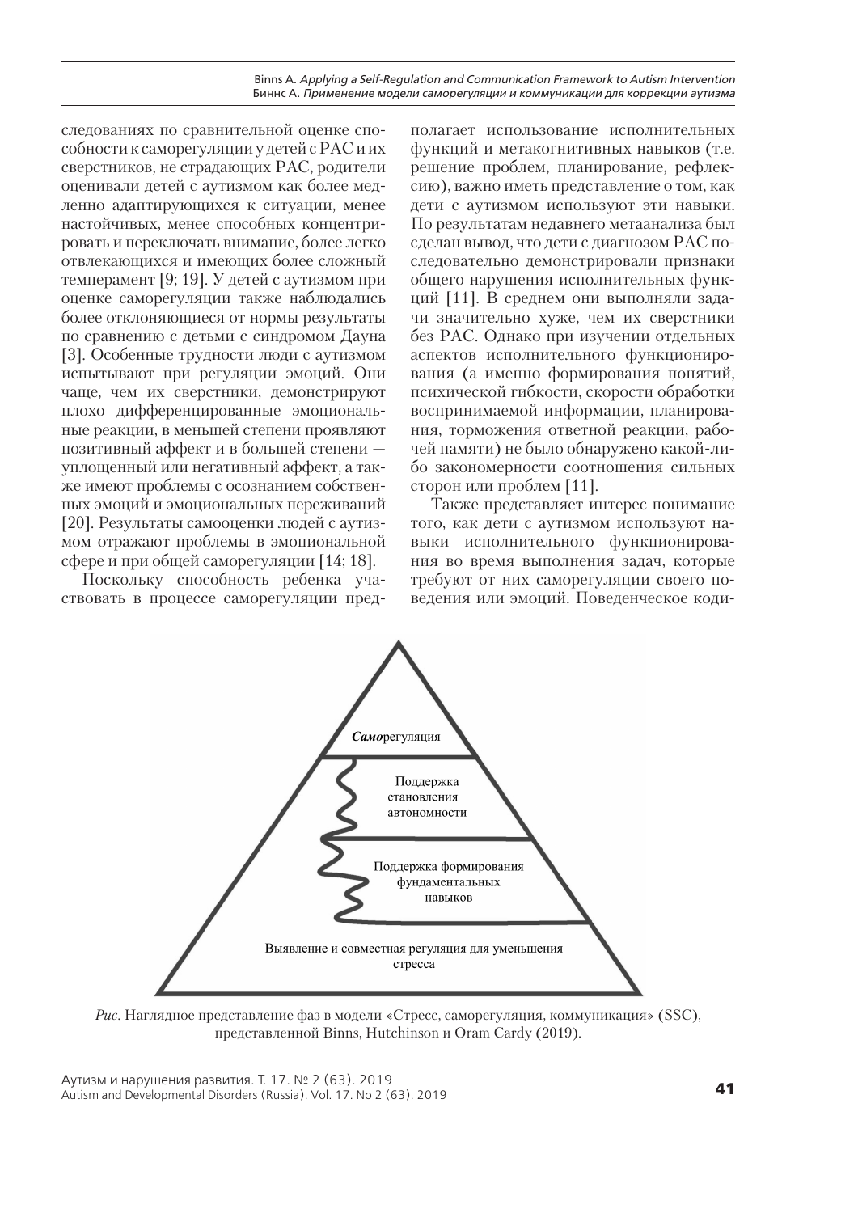следованиях по сравнительной оценке способности к саморегуляции у детей с РАС и их сверстников, не страдающих РАС, родители оценивали детей с аутизмом как более медленно адаптирующихся к ситуации, менее настойчивых, менее способных концентрировать и переключать внимание, более легко отвлекающихся и имеющих более сложный темперамент [9; 19]. У детей с аутизмом при оценке саморегуляции также наблюдались более отклоняющиеся от нормы результаты по сравнению с детьми с синдромом Дауна [3]. Особенные трудности люди с аутизмом испытывают при регуляции эмоций. Они чаще, чем их сверстники, демонстрируют плохо дифференцированные эмоциональные реакции, в меньшей степени проявляют позитивный аффект и в большей степени — уплощенный или негативный аффект, а также имеют проблемы с осознанием собственных эмоций и эмоциональных переживаний [20]. Результаты самооценки людей с аутизмом отражают проблемы в эмоциональной сфере и при общей саморегуляции [14; 18].

Поскольку способность ребенка участвовать в процессе саморегуляции предполагает использование исполнительных функций и метакогнитивных навыков (т.е. решение проблем, планирование, рефлексию), важно иметь представление о том, как дети с аутизмом используют эти навыки. По результатам недавнего метаанализа был сделан вывод, что дети с диагнозом РАС последовательно демонстрировали признаки общего нарушения исполнительных функций [11]. В среднем они выполняли задачи значительно хуже, чем их сверстники без РАС. Однако при изучении отдельных аспектов исполнительного функционирования (а именно формирования понятий, психической гибкости, скорости обработки воспринимаемой информации, планирования, торможения ответной реакции, рабочей памяти) не было обнаружено какой-либо закономерности соотношения сильных сторон или проблем [11].

Также представляет интерес понимание того, как дети с аутизмом используют навыки исполнительного функционирования во время выполнения задач, которые требуют от них саморегуляции своего поведения или эмоций. Поведенческое коди-

***Само***регуляция

Поддержка становления автономности

Поддержка формирования фундаментальных навыков

Выявление и совместная регуляция для уменьшения стресса

*Рис.* Наглядное представление фаз в модели «Стресс, саморегуляция, коммуникация» (SSC), представленной Binns, Hutchinson и Oram Cardy (2019).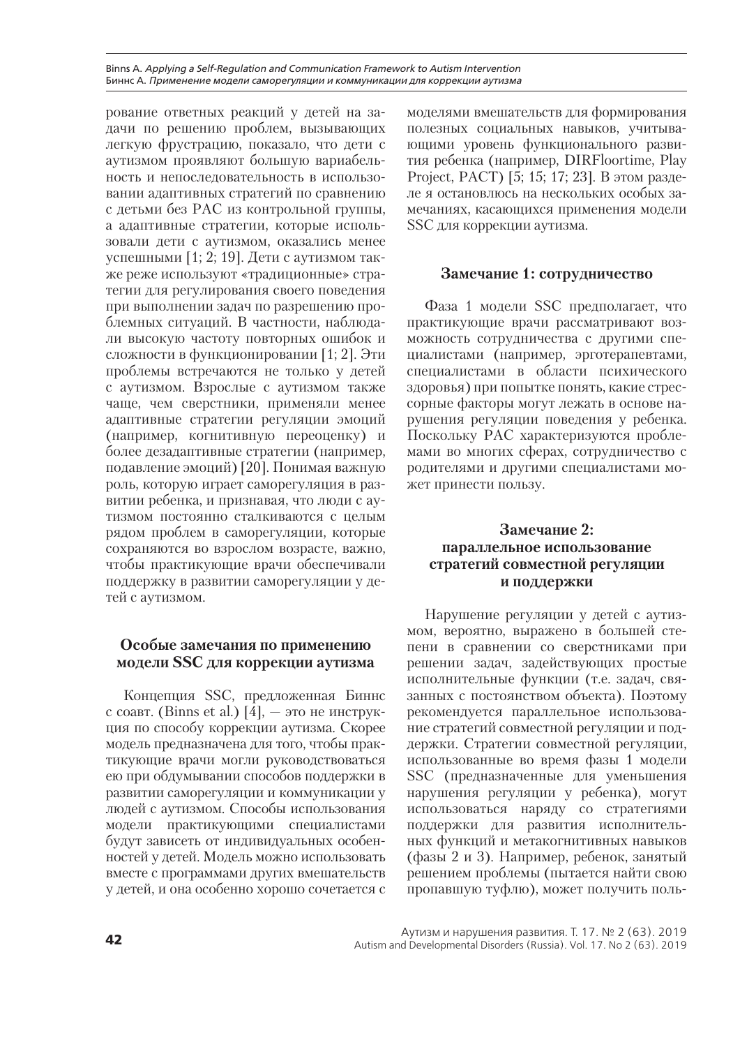рование ответных реакций у детей на задачи по решению проблем, вызывающих легкую фрустрацию, показало, что дети с аутизмом проявляют большую вариабельность и непоследовательность в использовании адаптивных стратегий по сравнению с детьми без РАС из контрольной группы, а адаптивные стратегии, которые использовали дети с аутизмом, оказались менее успешными [1; 2; 19]. Дети с аутизмом также реже используют «традиционные» стратегии для регулирования своего поведения при выполнении задач по разрешению проблемных ситуаций. В частности, наблюдали высокую частоту повторных ошибок и сложности в функционировании [1; 2]. Эти проблемы встречаются не только у детей с аутизмом. Взрослые с аутизмом также чаще, чем сверстники, применяли менее адаптивные стратегии регуляции эмоций (например, когнитивную переоценку) и более дезадаптивные стратегии (например, подавление эмоций) [20]. Понимая важную роль, которую играет саморегуляция в развитии ребенка, и признавая, что люди с аутизмом постоянно сталкиваются с целым рядом проблем в саморегуляции, которые сохраняются во взрослом возрасте, важно, чтобы практикующие врачи обеспечивали поддержку в развитии саморегуляции у детей с аутизмом.

## Особые замечания по применению модели SSC для коррекции аутизма

Концепция SSC, предложенная Биннс с соавт. (Binns et al.) [4], — это не инструкция по способу коррекции аутизма. Скорее модель предназначена для того, чтобы практикующие врачи могли руководствоваться ею при обдумывании способов поддержки в развитии саморегуляции и коммуникации у людей с аутизмом. Способы использования модели практикующими специалистами будут зависеть от индивидуальных особенностей у детей. Модель можно использовать вместе с программами других вмешательств у детей, и она особенно хорошо сочетается с моделями вмешательств для формирования полезных социальных навыков, учитывающими уровень функционального развития ребенка (например, DIRFloortime, Play Project, PACT) [5; 15; 17; 23]. В этом разделе я остановлюсь на нескольких особых замечаниях, касающихся применения модели SSC для коррекции аутизма.

### Замечание 1: сотрудничество

Фаза 1 модели SSC предполагает, что практикующие врачи рассматривают возможность сотрудничества с другими специалистами (например, эрготерапевтами, специалистами в области психического здоровья) при попытке понять, какие стрессорные факторы могут лежать в основе нарушения регуляции поведения у ребенка. Поскольку РАС характеризуются проблемами во многих сферах, сотрудничество с родителями и другими специалистами может принести пользу.

### Замечание 2: параллельное использование стратегий совместной регуляции и поддержки

Нарушение регуляции у детей с аутизмом, вероятно, выражено в большей степени в сравнении со сверстниками при решении задач, задействующих простые исполнительные функции (т.е. задач, связанных с постоянством объекта). Поэтому рекомендуется параллельное использование стратегий совместной регуляции и поддержки. Стратегии совместной регуляции, использованные во время фазы 1 модели SSC (предназначенные для уменьшения нарушения регуляции у ребенка), могут использоваться наряду со стратегиями поддержки для развития исполнительных функций и метакогнитивных навыков (фазы 2 и 3). Например, ребенок, занятый решением проблемы (пытается найти свою пропавшую туфлю), может получить поль-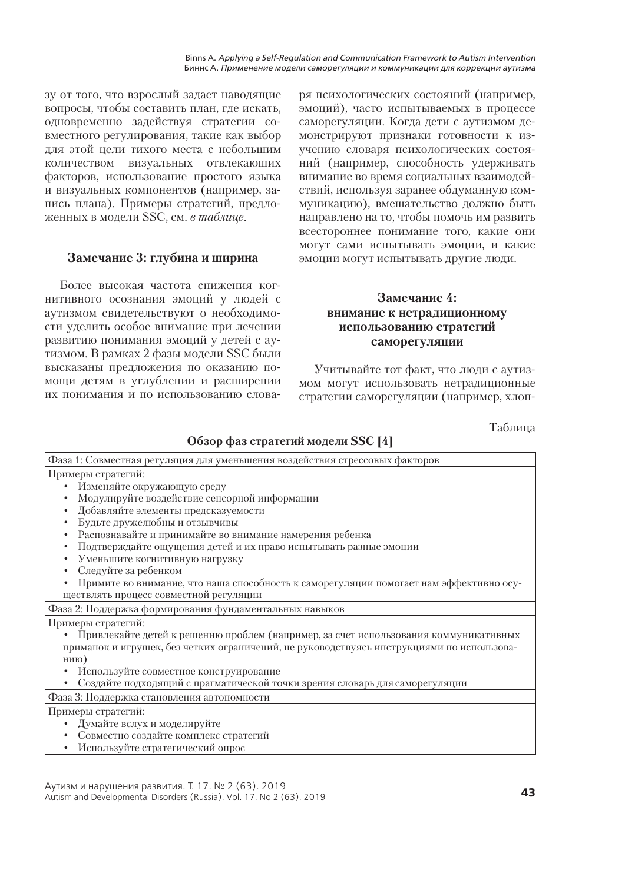зу от того, что взрослый задает наводящие вопросы, чтобы составить план, где искать, одновременно задействуя стратегии совместного регулирования, такие как выбор для этой цели тихого места с небольшим количеством визуальных отвлекающих факторов, использование простого языка и визуальных компонентов (например, запись плана). Примеры стратегий, предложенных в модели SSC, см. *в таблице*.

### Замечание 3: глубина и ширина

Более высокая частота снижения когнитивного осознания эмоций у людей с аутизмом свидетельствует о необходимости уделить особое внимание при лечении развитию понимания эмоций у детей с аутизмом. В рамках 2 фазы модели SSC были высказаны предложения по оказанию помощи детям в углублении и расширении их понимания и по использованию словаря психологических состояний (например, эмоций), часто испытываемых в процессе саморегуляции. Когда дети с аутизмом демонстрируют признаки готовности к изучению словаря психологических состояний (например, способность удерживать внимание во время социальных взаимодействий, используя заранее обдуманную коммуникацию), вмешательство должно быть направлено на то, чтобы помочь им развить всестороннее понимание того, какие они могут сами испытывать эмоции, и какие эмоции могут испытывать другие люди.

### Замечание 4: внимание к нетрадиционному использованию стратегий саморегуляции

Учитывайте тот факт, что люди с аутизмом могут использовать нетрадиционные стратегии саморегуляции (например, хлоп-

Таблица

**Обзор фаз стратегий модели SSC [4]**

| Фаза 1: Совместная регуляция для уменьшения воздействия стрессовых факторов |
|---|
| Примеры стратегий:<br>• Изменяйте окружающую среду<br>• Модулируйте воздействие сенсорной информации<br>• Добавляйте элементы предсказуемости<br>• Будьте дружелюбны и отзывчивы<br>• Распознавайте и принимайте во внимание намерения ребенка<br>• Подтверждайте ощущения детей и их право испытывать разные эмоции<br>• Уменьшите когнитивную нагрузку<br>• Следуйте за ребенком<br>• Примите во внимание, что наша способность к саморегуляции помогает нам эффективно осуществлять процесс совместной регуляции |
| Фаза 2: Поддержка формирования фундаментальных навыков |
| Примеры стратегий:<br>• Привлекайте детей к решению проблем (например, за счет использования коммуникативных приманок и игрушек, без четких ограничений, не руководствуясь инструкциями по использованию)<br>• Используйте совместное конструирование<br>• Создайте подходящий с прагматической точки зрения словарь для саморегуляции |
| Фаза 3: Поддержка становления автономности |
| Примеры стратегий:<br>• Думайте вслух и моделируйте<br>• Совместно создайте комплекс стратегий<br>• Используйте стратегический опрос |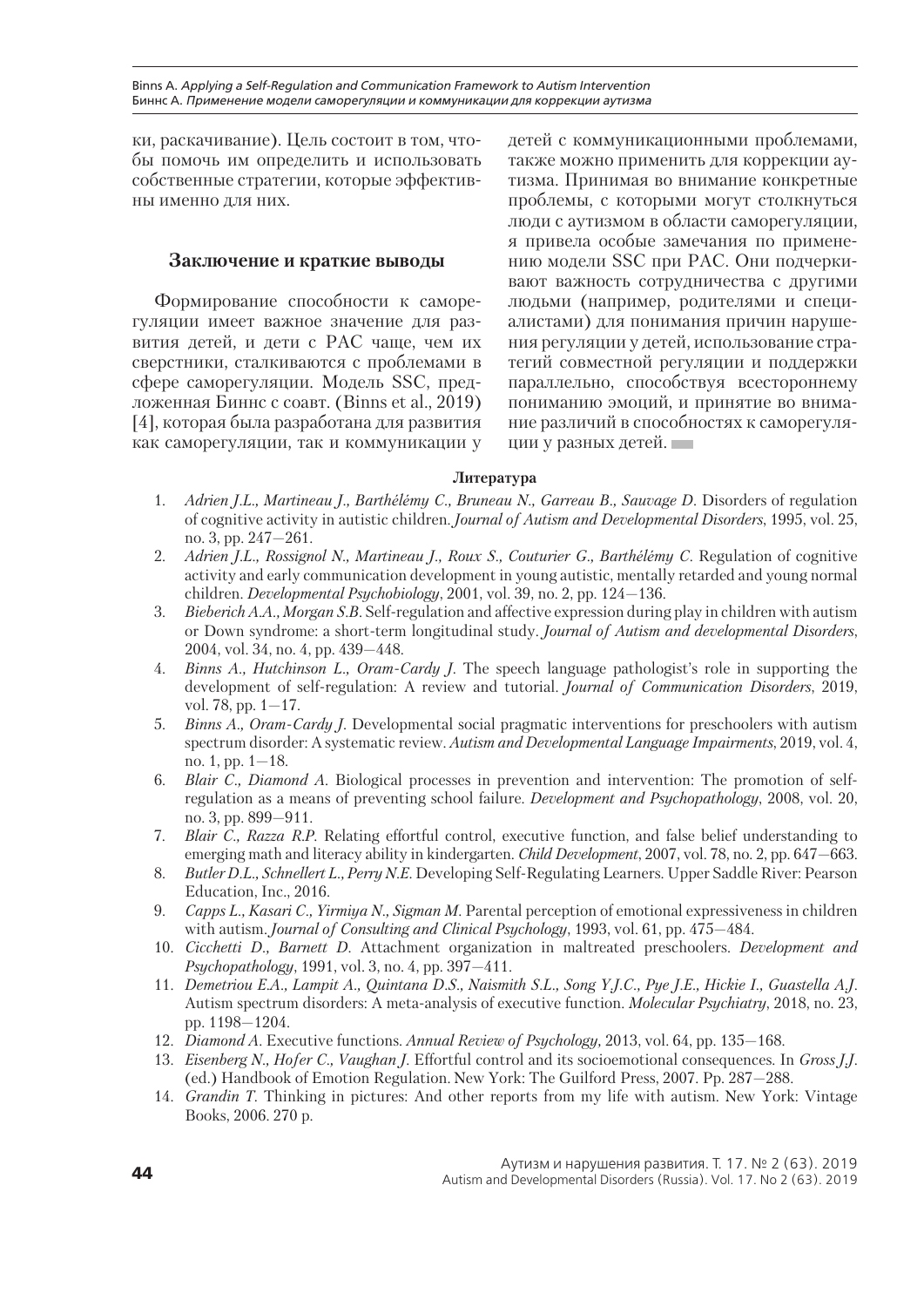ки, раскачивание). Цель состоит в том, чтобы помочь им определить и использовать собственные стратегии, которые эффективны именно для них.

## Заключение и краткие выводы

Формирование способности к саморегуляции имеет важное значение для развития детей, и дети с РАС чаще, чем их сверстники, сталкиваются с проблемами в сфере саморегуляции. Модель SSC, предложенная Биннс с соавт. (Binns et al., 2019) [4], которая была разработана для развития как саморегуляции, так и коммуникации у детей с коммуникационными проблемами, также можно применить для коррекции аутизма. Принимая во внимание конкретные проблемы, с которыми могут столкнуться люди с аутизмом в области саморегуляции, я привела особые замечания по применению модели SSC при РАС. Они подчеркивают важность сотрудничества с другими людьми (например, родителями и специалистами) для понимания причин нарушения регуляции у детей, использование стратегий совместной регуляции и поддержки параллельно, способствуя всестороннему пониманию эмоций, и принятие во внимание различий в способностях к саморегуляции у разных детей.

### Литература

1. *Adrien J.L., Martineau J., Barthélémy C., Bruneau N., Garreau B., Sauvage D.* Disorders of regulation of cognitive activity in autistic children. *Journal of Autism and Developmental Disorders*, 1995, vol. 25, no. 3, pp. 247—261.
2. *Adrien J.L., Rossignol N., Martineau J., Roux S., Couturier G., Barthélémy C.* Regulation of cognitive activity and early communication development in young autistic, mentally retarded and young normal children. *Developmental Psychobiology*, 2001, vol. 39, no. 2, pp. 124—136.
3. *Bieberich A.A., Morgan S.B.* Self-regulation and affective expression during play in children with autism or Down syndrome: a short-term longitudinal study. *Journal of Autism and developmental Disorders*, 2004, vol. 34, no. 4, pp. 439—448.
4. *Binns A., Hutchinson L., Oram-Cardy J.* The speech language pathologist's role in supporting the development of self-regulation: A review and tutorial. *Journal of Communication Disorders*, 2019, vol. 78, pp. 1—17.
5. *Binns A., Oram-Cardy J.* Developmental social pragmatic interventions for preschoolers with autism spectrum disorder: A systematic review. *Autism and Developmental Language Impairments*, 2019, vol. 4, no. 1, pp. 1—18.
6. *Blair C., Diamond A.* Biological processes in prevention and intervention: The promotion of self-regulation as a means of preventing school failure. *Development and Psychopathology*, 2008, vol. 20, no. 3, pp. 899—911.
7. *Blair C., Razza R.P.* Relating effortful control, executive function, and false belief understanding to emerging math and literacy ability in kindergarten. *Child Development*, 2007, vol. 78, no. 2, pp. 647—663.
8. *Butler D.L., Schnellert L., Perry N.E.* Developing Self-Regulating Learners. Upper Saddle River: Pearson Education, Inc., 2016.
9. *Capps L., Kasari C., Yirmiya N., Sigman M.* Parental perception of emotional expressiveness in children with autism. *Journal of Consulting and Clinical Psychology*, 1993, vol. 61, pp. 475—484.
10. *Cicchetti D., Barnett D.* Attachment organization in maltreated preschoolers. *Development and Psychopathology*, 1991, vol. 3, no. 4, pp. 397—411.
11. *Demetriou E.A., Lampit A., Quintana D.S., Naismith S.L., Song Y.J.C., Pye J.E., Hickie I., Guastella A.J.* Autism spectrum disorders: A meta-analysis of executive function. *Molecular Psychiatry*, 2018, no. 23, pp. 1198—1204.
12. *Diamond A.* Executive functions. *Annual Review of Psychology*, 2013, vol. 64, pp. 135—168.
13. *Eisenberg N., Hofer C., Vaughan J.* Effortful control and its socioemotional consequences. In *Gross J.J.* (ed.) Handbook of Emotion Regulation. New York: The Guilford Press, 2007. Pp. 287—288.
14. *Grandin T.* Thinking in pictures: And other reports from my life with autism. New York: Vintage Books, 2006. 270 p.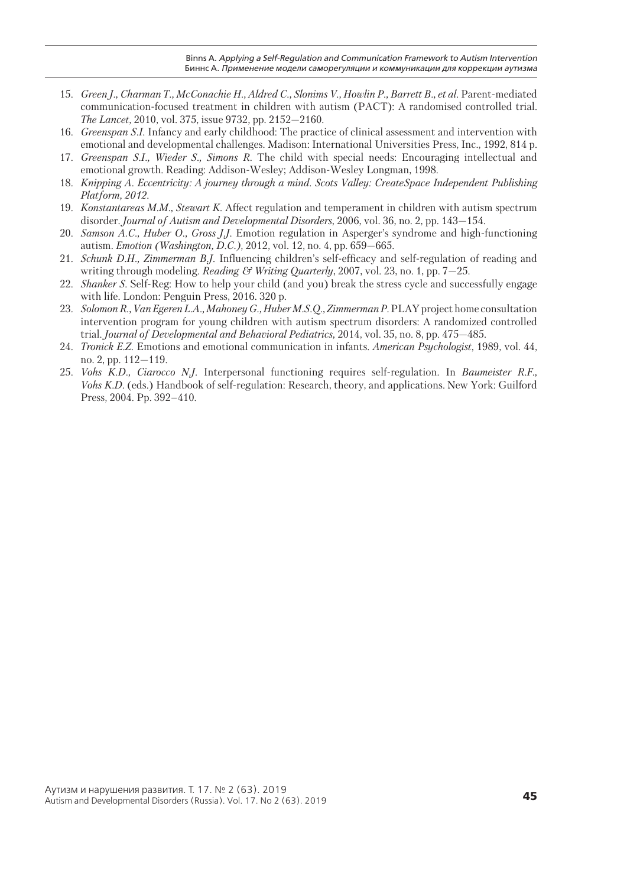15. *Green J., Charman T., McConachie H., Aldred C., Slonims V., Howlin P., Barrett B., et al.* Parent-mediated communication-focused treatment in children with autism (PACT): A randomised controlled trial. *The Lancet*, 2010, vol. 375, issue 9732, pp. 2152–2160.
16. *Greenspan S.I.* Infancy and early childhood: The practice of clinical assessment and intervention with emotional and developmental challenges. Madison: International Universities Press, Inc., 1992, 814 p.
17. *Greenspan S.I., Wieder S., Simons R.* The child with special needs: Encouraging intellectual and emotional growth. Reading: Addison-Wesley; Addison-Wesley Longman, 1998.
18. *Knipping A. Eccentricity: A journey through a mind. Scots Valley: CreateSpace Independent Publishing Platform, 2012.*
19. *Konstantareas M.M., Stewart K.* Affect regulation and temperament in children with autism spectrum disorder. *Journal of Autism and Developmental Disorders*, 2006, vol. 36, no. 2, pp. 143–154.
20. *Samson A.C., Huber O., Gross J.J.* Emotion regulation in Asperger's syndrome and high-functioning autism. *Emotion (Washington, D.C.)*, 2012, vol. 12, no. 4, pp. 659–665.
21. *Schunk D.H., Zimmerman B.J.* Influencing children's self-efficacy and self-regulation of reading and writing through modeling. *Reading & Writing Quarterly*, 2007, vol. 23, no. 1, pp. 7–25.
22. *Shanker S.* Self-Reg: How to help your child (and you) break the stress cycle and successfully engage with life. London: Penguin Press, 2016. 320 p.
23. *Solomon R., Van Egeren L.A., Mahoney G., Huber M.S.Q., Zimmerman P.* PLAY project home consultation intervention program for young children with autism spectrum disorders: A randomized controlled trial. *Journal of Developmental and Behavioral Pediatrics,* 2014, vol. 35, no. 8, pp. 475–485.
24. *Tronick E.Z.* Emotions and emotional communication in infants. *American Psychologist*, 1989, vol. 44, no. 2, pp. 112–119.
25. *Vohs K.D., Ciarocco N.J.* Interpersonal functioning requires self-regulation. In *Baumeister R.F., Vohs K.D.* (eds.) Handbook of self-regulation: Research, theory, and applications. New York: Guilford Press, 2004. Pp. 392–410.